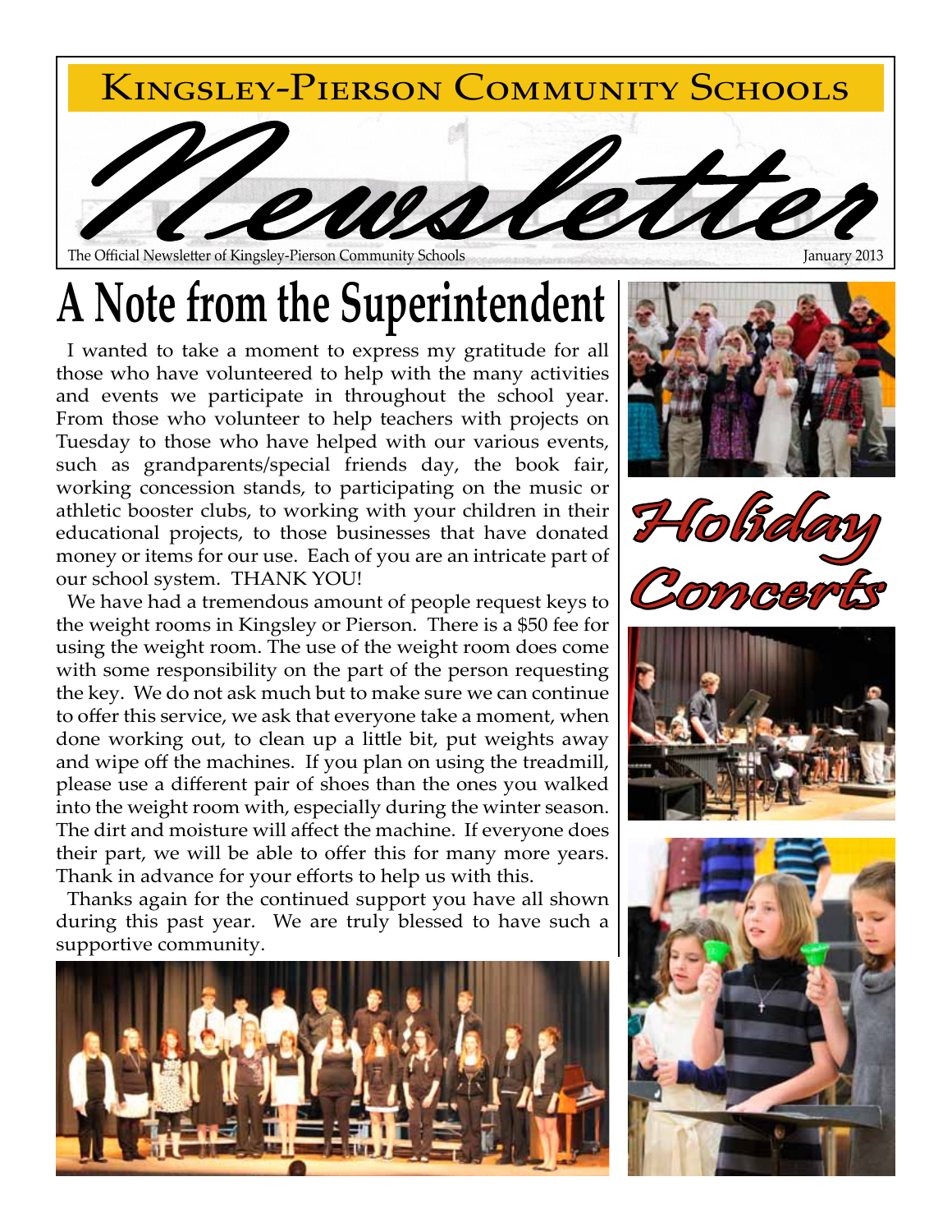# Kingsley-Pierson Community Schools

# Newsletter

The Official Newsletter of Kingsley-Pierson Community Schools

January 2013

## A Note from the Superintendent

I wanted to take a moment to express my gratitude for all those who have volunteered to help with the many activities and events we participate in throughout the school year. From those who volunteer to help teachers with projects on Tuesday to those who have helped with our various events, such as grandparents/special friends day, the book fair, working concession stands, to participating on the music or athletic booster clubs, to working with your children in their educational projects, to those businesses that have donated money or items for our use. Each of you are an intricate part of our school system. THANK YOU!

We have had a tremendous amount of people request keys to the weight rooms in Kingsley or Pierson. There is a $50 fee for using the weight room. The use of the weight room does come with some responsibility on the part of the person requesting the key. We do not ask much but to make sure we can continue to offer this service, we ask that everyone take a moment, when done working out, to clean up a little bit, put weights away and wipe off the machines. If you plan on using the treadmill, please use a different pair of shoes than the ones you walked into the weight room with, especially during the winter season. The dirt and moisture will affect the machine. If everyone does their part, we will be able to offer this for many more years. Thank in advance for your efforts to help us with this.

Thanks again for the continued support you have all shown during this past year. We are truly blessed to have such a supportive community.

## Holiday Concerts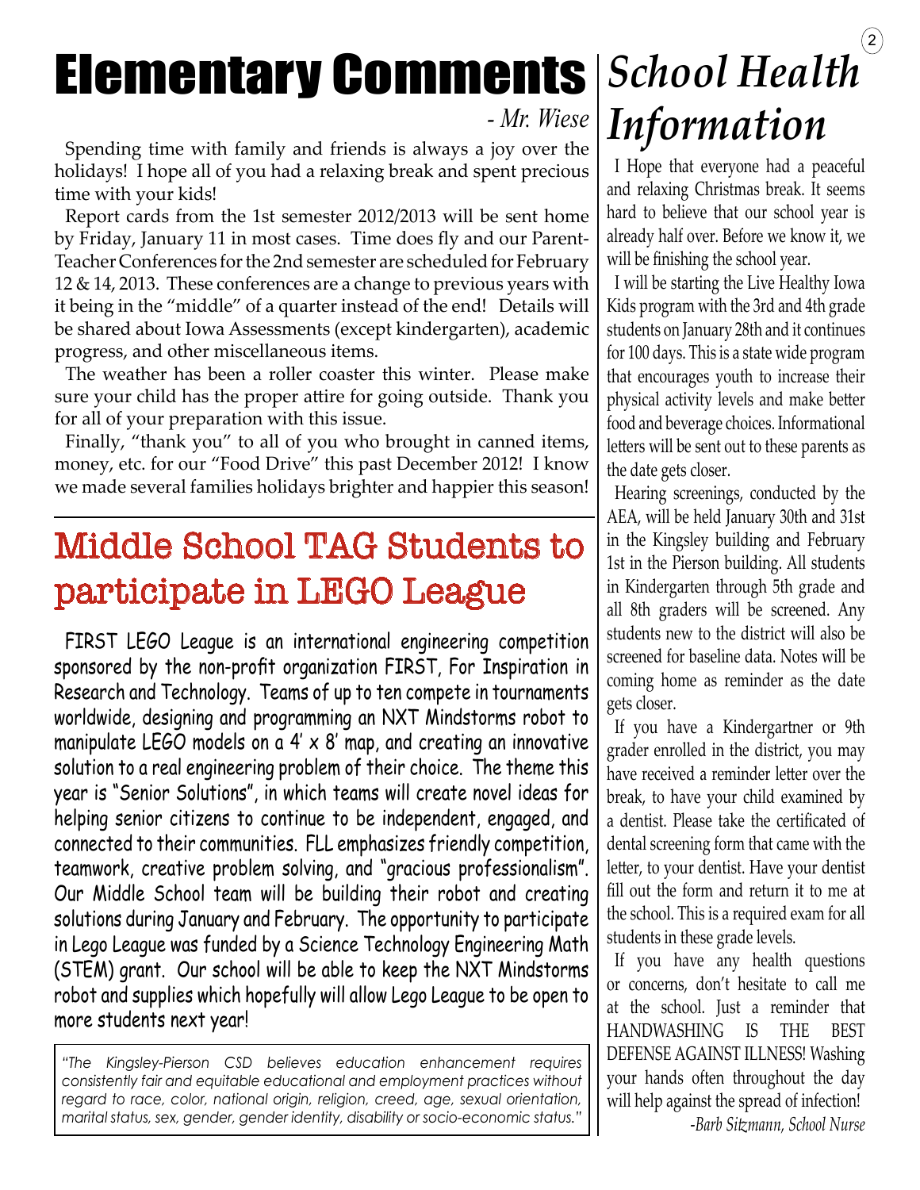# Elementary Comments

*- Mr. Wiese*

Spending time with family and friends is always a joy over the holidays! I hope all of you had a relaxing break and spent precious time with your kids!

Report cards from the 1st semester 2012/2013 will be sent home by Friday, January 11 in most cases. Time does fly and our Parent-Teacher Conferences for the 2nd semester are scheduled for February 12 & 14, 2013. These conferences are a change to previous years with it being in the "middle" of a quarter instead of the end! Details will be shared about Iowa Assessments (except kindergarten), academic progress, and other miscellaneous items.

The weather has been a roller coaster this winter. Please make sure your child has the proper attire for going outside. Thank you for all of your preparation with this issue.

Finally, "thank you" to all of you who brought in canned items, money, etc. for our "Food Drive" this past December 2012! I know we made several families holidays brighter and happier this season!

# Middle School TAG Students to participate in LEGO League

FIRST LEGO League is an international engineering competition sponsored by the non-profit organization FIRST, For Inspiration in Research and Technology. Teams of up to ten compete in tournaments worldwide, designing and programming an NXT Mindstorms robot to manipulate LEGO models on a 4' x 8' map, and creating an innovative solution to a real engineering problem of their choice. The theme this year is "Senior Solutions", in which teams will create novel ideas for helping senior citizens to continue to be independent, engaged, and connected to their communities. FLL emphasizes friendly competition, teamwork, creative problem solving, and "gracious professionalism". Our Middle School team will be building their robot and creating solutions during January and February. The opportunity to participate in Lego League was funded by a Science Technology Engineering Math (STEM) grant. Our school will be able to keep the NXT Mindstorms robot and supplies which hopefully will allow Lego League to be open to more students next year!

*"The Kingsley-Pierson CSD believes education enhancement requires consistently fair and equitable educational and employment practices without regard to race, color, national origin, religion, creed, age, sexual orientation, marital status, sex, gender, gender identity, disability or socio-economic status."*

# *School Health Information*

I Hope that everyone had a peaceful and relaxing Christmas break. It seems hard to believe that our school year is already half over. Before we know it, we will be finishing the school year.

I will be starting the Live Healthy Iowa Kids program with the 3rd and 4th grade students on January 28th and it continues for 100 days. This is a state wide program that encourages youth to increase their physical activity levels and make better food and beverage choices. Informational letters will be sent out to these parents as the date gets closer.

Hearing screenings, conducted by the AEA, will be held January 30th and 31st in the Kingsley building and February 1st in the Pierson building. All students in Kindergarten through 5th grade and all 8th graders will be screened. Any students new to the district will also be screened for baseline data. Notes will be coming home as reminder as the date gets closer.

If you have a Kindergartner or 9th grader enrolled in the district, you may have received a reminder letter over the break, to have your child examined by a dentist. Please take the certificated of dental screening form that came with the letter, to your dentist. Have your dentist fill out the form and return it to me at the school. This is a required exam for all students in these grade levels.

If you have any health questions or concerns, don't hesitate to call me at the school. Just a reminder that HANDWASHING IS THE BEST DEFENSE AGAINST ILLNESS! Washing your hands often throughout the day will help against the spread of infection!

*-Barb Sitzmann, School Nurse*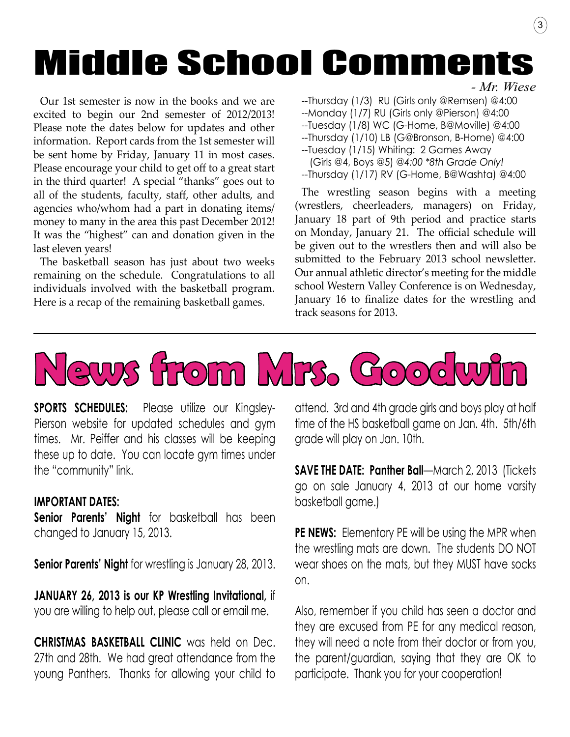# Middle School Comments

*- Mr. Wiese*

Our 1st semester is now in the books and we are excited to begin our 2nd semester of 2012/2013! Please note the dates below for updates and other information. Report cards from the 1st semester will be sent home by Friday, January 11 in most cases. Please encourage your child to get off to a great start in the third quarter! A special "thanks" goes out to all of the students, faculty, staff, other adults, and agencies who/whom had a part in donating items/ money to many in the area this past December 2012! It was the "highest" can and donation given in the last eleven years!

The basketball season has just about two weeks remaining on the schedule. Congratulations to all individuals involved with the basketball program. Here is a recap of the remaining basketball games.

--Thursday (1/3) RU (Girls only @Remsen) @4:00
--Monday (1/7) RU (Girls only @Pierson) @4:00
--Tuesday (1/8) WC (G-Home, B@Moville) @4:00
--Thursday (1/10) LB (G@Bronson, B-Home) @4:00
--Tuesday (1/15) Whiting: 2 Games Away
(Girls @4, Boys @5) *@4:00 *8th Grade Only!*
--Thursday (1/17) RV (G-Home, B@Washta) @4:00

The wrestling season begins with a meeting (wrestlers, cheerleaders, managers) on Friday, January 18 part of 9th period and practice starts on Monday, January 21. The official schedule will be given out to the wrestlers then and will also be submitted to the February 2013 school newsletter. Our annual athletic director's meeting for the middle school Western Valley Conference is on Wednesday, January 16 to finalize dates for the wrestling and track seasons for 2013.

---

# News from Mrs. Goodwin

**SPORTS SCHEDULES:** Please utilize our Kingsley-Pierson website for updated schedules and gym times. Mr. Peiffer and his classes will be keeping these up to date. You can locate gym times under the "community" link.

**IMPORTANT DATES:**

**Senior Parents' Night** for basketball has been changed to January 15, 2013.

**Senior Parents' Night** for wrestling is January 28, 2013.

**JANUARY 26, 2013 is our KP Wrestling Invitational,** if you are willing to help out, please call or email me.

**CHRISTMAS BASKETBALL CLINIC** was held on Dec. 27th and 28th. We had great attendance from the young Panthers. Thanks for allowing your child to attend. 3rd and 4th grade girls and boys play at half time of the HS basketball game on Jan. 4th. 5th/6th grade will play on Jan. 10th.

**SAVE THE DATE: Panther Ball**—March 2, 2013 (Tickets go on sale January 4, 2013 at our home varsity basketball game.)

**PE NEWS:** Elementary PE will be using the MPR when the wrestling mats are down. The students DO NOT wear shoes on the mats, but they MUST have socks on.

Also, remember if you child has seen a doctor and they are excused from PE for any medical reason, they will need a note from their doctor or from you, the parent/guardian, saying that they are OK to participate. Thank you for your cooperation!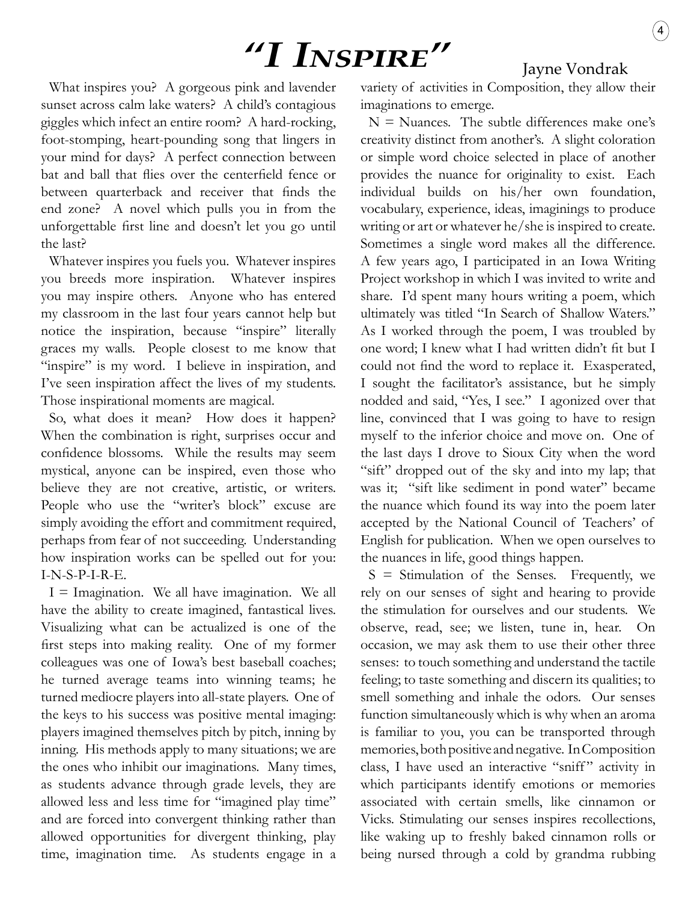# *"I Inspire"*

Jayne Vondrak

What inspires you? A gorgeous pink and lavender sunset across calm lake waters? A child's contagious giggles which infect an entire room? A hard-rocking, foot-stomping, heart-pounding song that lingers in your mind for days? A perfect connection between bat and ball that flies over the centerfield fence or between quarterback and receiver that finds the end zone? A novel which pulls you in from the unforgettable first line and doesn't let you go until the last?

Whatever inspires you fuels you. Whatever inspires you breeds more inspiration. Whatever inspires you may inspire others. Anyone who has entered my classroom in the last four years cannot help but notice the inspiration, because "inspire" literally graces my walls. People closest to me know that "inspire" is my word. I believe in inspiration, and I've seen inspiration affect the lives of my students. Those inspirational moments are magical.

So, what does it mean? How does it happen? When the combination is right, surprises occur and confidence blossoms. While the results may seem mystical, anyone can be inspired, even those who believe they are not creative, artistic, or writers. People who use the "writer's block" excuse are simply avoiding the effort and commitment required, perhaps from fear of not succeeding. Understanding how inspiration works can be spelled out for you: I-N-S-P-I-R-E.

I = Imagination. We all have imagination. We all have the ability to create imagined, fantastical lives. Visualizing what can be actualized is one of the first steps into making reality. One of my former colleagues was one of Iowa's best baseball coaches; he turned average teams into winning teams; he turned mediocre players into all-state players. One of the keys to his success was positive mental imaging: players imagined themselves pitch by pitch, inning by inning. His methods apply to many situations; we are the ones who inhibit our imaginations. Many times, as students advance through grade levels, they are allowed less and less time for "imagined play time" and are forced into convergent thinking rather than allowed opportunities for divergent thinking, play time, imagination time. As students engage in a variety of activities in Composition, they allow their imaginations to emerge.

N = Nuances. The subtle differences make one's creativity distinct from another's. A slight coloration or simple word choice selected in place of another provides the nuance for originality to exist. Each individual builds on his/her own foundation, vocabulary, experience, ideas, imaginings to produce writing or art or whatever he/she is inspired to create. Sometimes a single word makes all the difference. A few years ago, I participated in an Iowa Writing Project workshop in which I was invited to write and share. I'd spent many hours writing a poem, which ultimately was titled "In Search of Shallow Waters." As I worked through the poem, I was troubled by one word; I knew what I had written didn't fit but I could not find the word to replace it. Exasperated, I sought the facilitator's assistance, but he simply nodded and said, "Yes, I see." I agonized over that line, convinced that I was going to have to resign myself to the inferior choice and move on. One of the last days I drove to Sioux City when the word "sift" dropped out of the sky and into my lap; that was it; "sift like sediment in pond water" became the nuance which found its way into the poem later accepted by the National Council of Teachers' of English for publication. When we open ourselves to the nuances in life, good things happen.

S = Stimulation of the Senses. Frequently, we rely on our senses of sight and hearing to provide the stimulation for ourselves and our students. We observe, read, see; we listen, tune in, hear. On occasion, we may ask them to use their other three senses: to touch something and understand the tactile feeling; to taste something and discern its qualities; to smell something and inhale the odors. Our senses function simultaneously which is why when an aroma is familiar to you, you can be transported through memories, both positive and negative. In Composition class, I have used an interactive "sniff" activity in which participants identify emotions or memories associated with certain smells, like cinnamon or Vicks. Stimulating our senses inspires recollections, like waking up to freshly baked cinnamon rolls or being nursed through a cold by grandma rubbing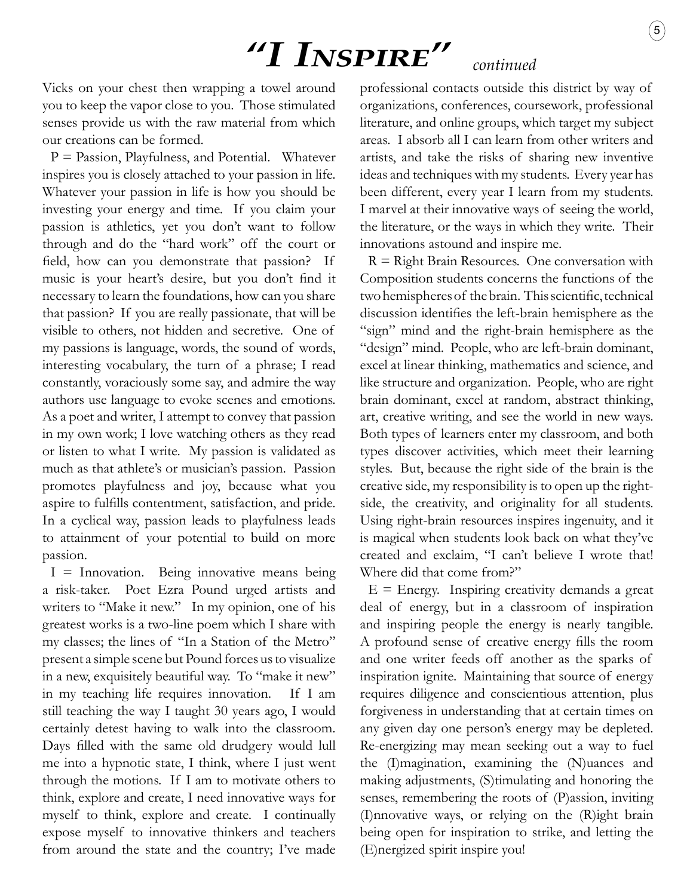# "I Inspire" *continued*

Vicks on your chest then wrapping a towel around you to keep the vapor close to you. Those stimulated senses provide us with the raw material from which our creations can be formed.

P = Passion, Playfulness, and Potential. Whatever inspires you is closely attached to your passion in life. Whatever your passion in life is how you should be investing your energy and time. If you claim your passion is athletics, yet you don't want to follow through and do the "hard work" off the court or field, how can you demonstrate that passion? If music is your heart's desire, but you don't find it necessary to learn the foundations, how can you share that passion? If you are really passionate, that will be visible to others, not hidden and secretive. One of my passions is language, words, the sound of words, interesting vocabulary, the turn of a phrase; I read constantly, voraciously some say, and admire the way authors use language to evoke scenes and emotions. As a poet and writer, I attempt to convey that passion in my own work; I love watching others as they read or listen to what I write. My passion is validated as much as that athlete's or musician's passion. Passion promotes playfulness and joy, because what you aspire to fulfills contentment, satisfaction, and pride. In a cyclical way, passion leads to playfulness leads to attainment of your potential to build on more passion.

I = Innovation. Being innovative means being a risk-taker. Poet Ezra Pound urged artists and writers to "Make it new." In my opinion, one of his greatest works is a two-line poem which I share with my classes; the lines of "In a Station of the Metro" present a simple scene but Pound forces us to visualize in a new, exquisitely beautiful way. To "make it new" in my teaching life requires innovation. If I am still teaching the way I taught 30 years ago, I would certainly detest having to walk into the classroom. Days filled with the same old drudgery would lull me into a hypnotic state, I think, where I just went through the motions. If I am to motivate others to think, explore and create, I need innovative ways for myself to think, explore and create. I continually expose myself to innovative thinkers and teachers from around the state and the country; I've made professional contacts outside this district by way of organizations, conferences, coursework, professional literature, and online groups, which target my subject areas. I absorb all I can learn from other writers and artists, and take the risks of sharing new inventive ideas and techniques with my students. Every year has been different, every year I learn from my students. I marvel at their innovative ways of seeing the world, the literature, or the ways in which they write. Their innovations astound and inspire me.

R = Right Brain Resources. One conversation with Composition students concerns the functions of the two hemispheres of the brain. This scientific, technical discussion identifies the left-brain hemisphere as the "sign" mind and the right-brain hemisphere as the "design" mind. People, who are left-brain dominant, excel at linear thinking, mathematics and science, and like structure and organization. People, who are right brain dominant, excel at random, abstract thinking, art, creative writing, and see the world in new ways. Both types of learners enter my classroom, and both types discover activities, which meet their learning styles. But, because the right side of the brain is the creative side, my responsibility is to open up the right-side, the creativity, and originality for all students. Using right-brain resources inspires ingenuity, and it is magical when students look back on what they've created and exclaim, "I can't believe I wrote that! Where did that come from?"

E = Energy. Inspiring creativity demands a great deal of energy, but in a classroom of inspiration and inspiring people the energy is nearly tangible. A profound sense of creative energy fills the room and one writer feeds off another as the sparks of inspiration ignite. Maintaining that source of energy requires diligence and conscientious attention, plus forgiveness in understanding that at certain times on any given day one person's energy may be depleted. Re-energizing may mean seeking out a way to fuel the (I)magination, examining the (N)uances and making adjustments, (S)timulating and honoring the senses, remembering the roots of (P)assion, inviting (I)nnovative ways, or relying on the (R)ight brain being open for inspiration to strike, and letting the (E)nergized spirit inspire you!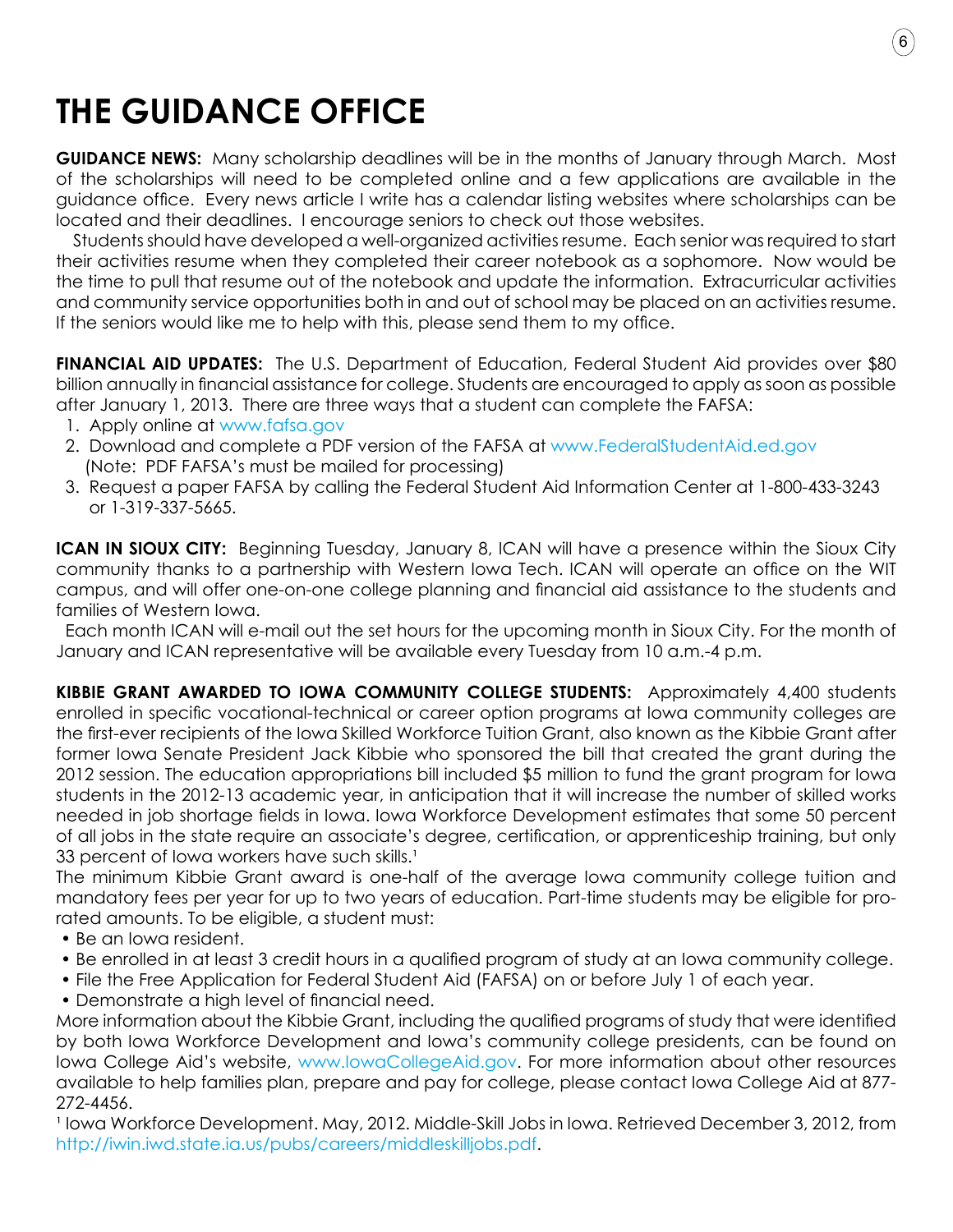# THE GUIDANCE OFFICE

**GUIDANCE NEWS:** Many scholarship deadlines will be in the months of January through March. Most of the scholarships will need to be completed online and a few applications are available in the guidance office. Every news article I write has a calendar listing websites where scholarships can be located and their deadlines. I encourage seniors to check out those websites.

Students should have developed a well-organized activities resume. Each senior was required to start their activities resume when they completed their career notebook as a sophomore. Now would be the time to pull that resume out of the notebook and update the information. Extracurricular activities and community service opportunities both in and out of school may be placed on an activities resume. If the seniors would like me to help with this, please send them to my office.

**FINANCIAL AID UPDATES:** The U.S. Department of Education, Federal Student Aid provides over $80 billion annually in financial assistance for college. Students are encouraged to apply as soon as possible after January 1, 2013. There are three ways that a student can complete the FAFSA:

1. Apply online at www.fafsa.gov
2. Download and complete a PDF version of the FAFSA at www.FederalStudentAid.ed.gov (Note: PDF FAFSA's must be mailed for processing)
3. Request a paper FAFSA by calling the Federal Student Aid Information Center at 1-800-433-3243 or 1-319-337-5665.

**ICAN IN SIOUX CITY:** Beginning Tuesday, January 8, ICAN will have a presence within the Sioux City community thanks to a partnership with Western Iowa Tech. ICAN will operate an office on the WIT campus, and will offer one-on-one college planning and financial aid assistance to the students and families of Western Iowa.

Each month ICAN will e-mail out the set hours for the upcoming month in Sioux City. For the month of January and ICAN representative will be available every Tuesday from 10 a.m.-4 p.m.

**KIBBIE GRANT AWARDED TO IOWA COMMUNITY COLLEGE STUDENTS:** Approximately 4,400 students enrolled in specific vocational-technical or career option programs at Iowa community colleges are the first-ever recipients of the Iowa Skilled Workforce Tuition Grant, also known as the Kibbie Grant after former Iowa Senate President Jack Kibbie who sponsored the bill that created the grant during the 2012 session. The education appropriations bill included $5 million to fund the grant program for Iowa students in the 2012-13 academic year, in anticipation that it will increase the number of skilled works needed in job shortage fields in Iowa. Iowa Workforce Development estimates that some 50 percent of all jobs in the state require an associate's degree, certification, or apprenticeship training, but only 33 percent of Iowa workers have such skills.[1]

The minimum Kibbie Grant award is one-half of the average Iowa community college tuition and mandatory fees per year for up to two years of education. Part-time students may be eligible for pro-rated amounts. To be eligible, a student must:

- Be an Iowa resident.
- Be enrolled in at least 3 credit hours in a qualified program of study at an Iowa community college.
- File the Free Application for Federal Student Aid (FAFSA) on or before July 1 of each year.
- Demonstrate a high level of financial need.

More information about the Kibbie Grant, including the qualified programs of study that were identified by both Iowa Workforce Development and Iowa's community college presidents, can be found on Iowa College Aid's website, www.IowaCollegeAid.gov. For more information about other resources available to help families plan, prepare and pay for college, please contact Iowa College Aid at 877-272-4456.

[1] Iowa Workforce Development. May, 2012. Middle-Skill Jobs in Iowa. Retrieved December 3, 2012, from http://iwin.iwd.state.ia.us/pubs/careers/middleskilljobs.pdf.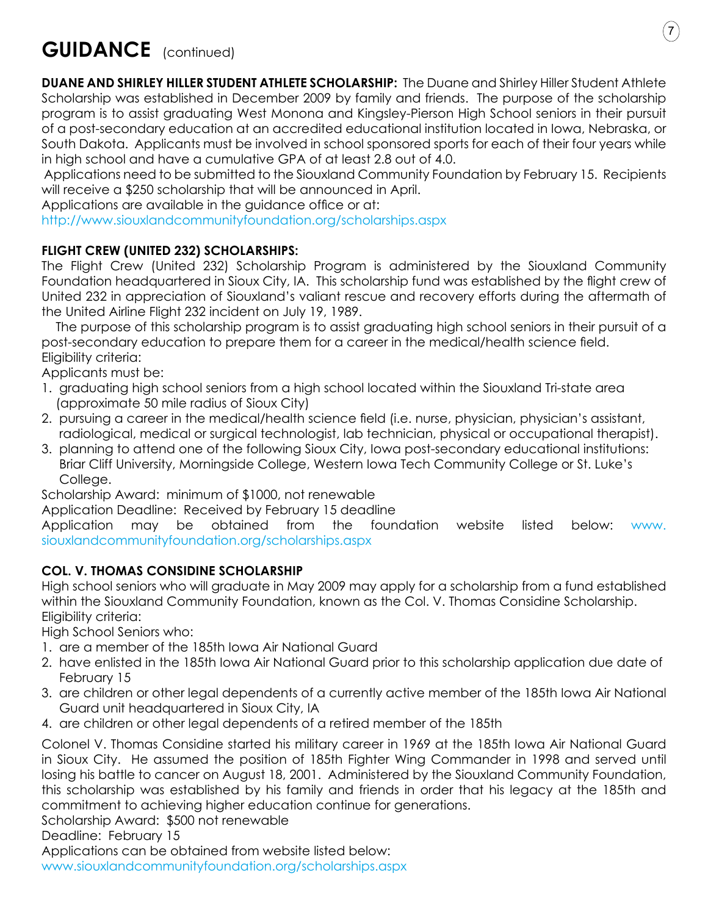# GUIDANCE (continued)

**DUANE AND SHIRLEY HILLER STUDENT ATHLETE SCHOLARSHIP:** The Duane and Shirley Hiller Student Athlete Scholarship was established in December 2009 by family and friends. The purpose of the scholarship program is to assist graduating West Monona and Kingsley-Pierson High School seniors in their pursuit of a post-secondary education at an accredited educational institution located in Iowa, Nebraska, or South Dakota. Applicants must be involved in school sponsored sports for each of their four years while in high school and have a cumulative GPA of at least 2.8 out of 4.0.

Applications need to be submitted to the Siouxland Community Foundation by February 15. Recipients will receive a $250 scholarship that will be announced in April.

Applications are available in the guidance office or at:
http://www.siouxlandcommunityfoundation.org/scholarships.aspx

**FLIGHT CREW (UNITED 232) SCHOLARSHIPS:**

The Flight Crew (United 232) Scholarship Program is administered by the Siouxland Community Foundation headquartered in Sioux City, IA. This scholarship fund was established by the flight crew of United 232 in appreciation of Siouxland's valiant rescue and recovery efforts during the aftermath of the United Airline Flight 232 incident on July 19, 1989.

The purpose of this scholarship program is to assist graduating high school seniors in their pursuit of a post-secondary education to prepare them for a career in the medical/health science field.

Eligibility criteria:

Applicants must be:

1. graduating high school seniors from a high school located within the Siouxland Tri-state area (approximate 50 mile radius of Sioux City)
2. pursuing a career in the medical/health science field (i.e. nurse, physician, physician's assistant, radiological, medical or surgical technologist, lab technician, physical or occupational therapist).
3. planning to attend one of the following Sioux City, Iowa post-secondary educational institutions: Briar Cliff University, Morningside College, Western Iowa Tech Community College or St. Luke's College.

Scholarship Award: minimum of $1000, not renewable

Application Deadline: Received by February 15 deadline

Application may be obtained from the foundation website listed below: www.siouxlandcommunityfoundation.org/scholarships.aspx

**COL. V. THOMAS CONSIDINE SCHOLARSHIP**

High school seniors who will graduate in May 2009 may apply for a scholarship from a fund established within the Siouxland Community Foundation, known as the Col. V. Thomas Considine Scholarship.

Eligibility criteria:

High School Seniors who:

1. are a member of the 185th Iowa Air National Guard
2. have enlisted in the 185th Iowa Air National Guard prior to this scholarship application due date of February 15
3. are children or other legal dependents of a currently active member of the 185th Iowa Air National Guard unit headquartered in Sioux City, IA
4. are children or other legal dependents of a retired member of the 185th

Colonel V. Thomas Considine started his military career in 1969 at the 185th Iowa Air National Guard in Sioux City. He assumed the position of 185th Fighter Wing Commander in 1998 and served until losing his battle to cancer on August 18, 2001. Administered by the Siouxland Community Foundation, this scholarship was established by his family and friends in order that his legacy at the 185th and commitment to achieving higher education continue for generations.

Scholarship Award: $500 not renewable

Deadline: February 15

Applications can be obtained from website listed below:
www.siouxlandcommunityfoundation.org/scholarships.aspx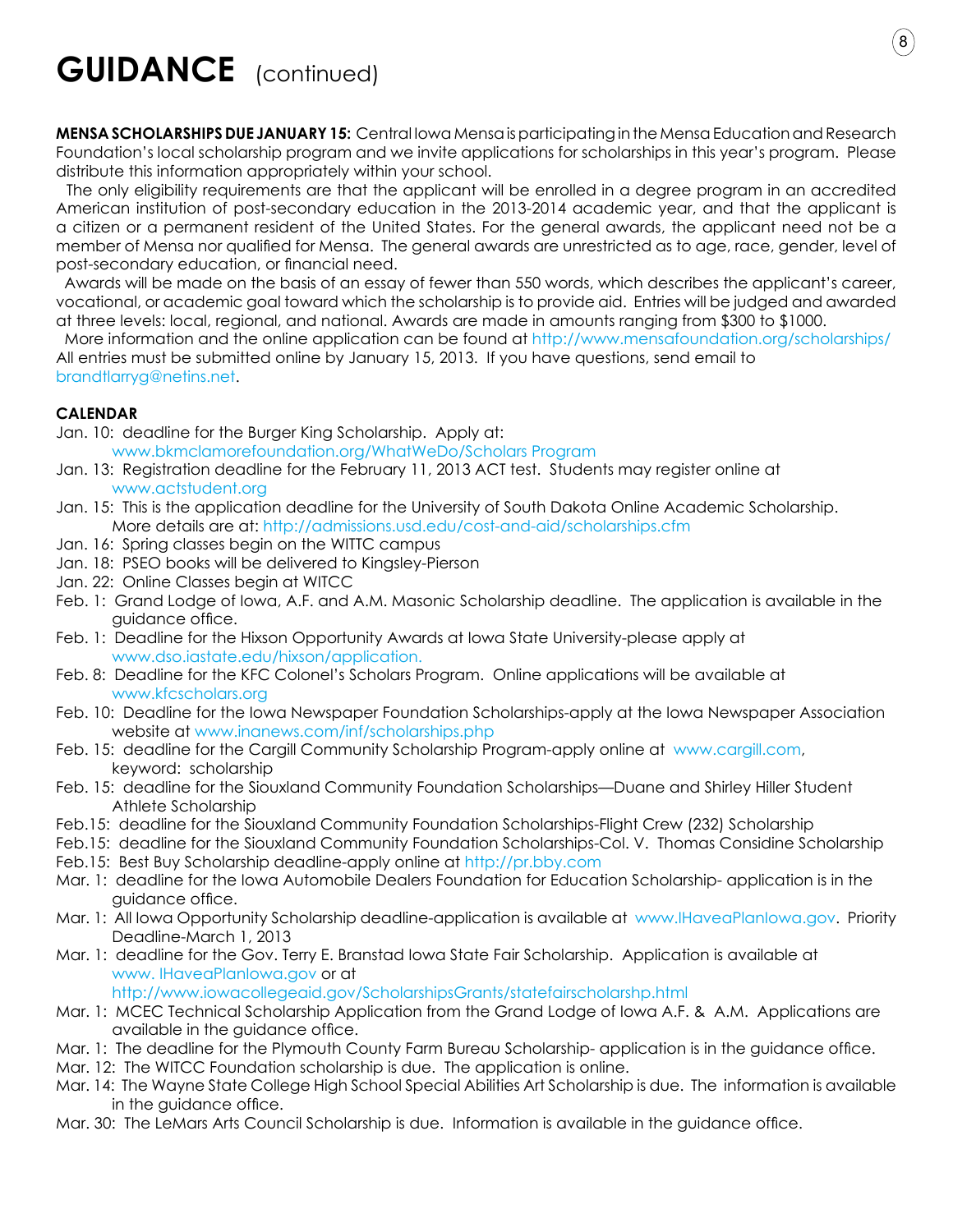# GUIDANCE (continued)

**MENSA SCHOLARSHIPS DUE JANUARY 15:** Central Iowa Mensa is participating in the Mensa Education and Research Foundation's local scholarship program and we invite applications for scholarships in this year's program. Please distribute this information appropriately within your school.

The only eligibility requirements are that the applicant will be enrolled in a degree program in an accredited American institution of post-secondary education in the 2013-2014 academic year, and that the applicant is a citizen or a permanent resident of the United States. For the general awards, the applicant need not be a member of Mensa nor qualified for Mensa. The general awards are unrestricted as to age, race, gender, level of post-secondary education, or financial need.

Awards will be made on the basis of an essay of fewer than 550 words, which describes the applicant's career, vocational, or academic goal toward which the scholarship is to provide aid. Entries will be judged and awarded at three levels: local, regional, and national. Awards are made in amounts ranging from $300 to $1000.

More information and the online application can be found at http://www.mensafoundation.org/scholarships/ All entries must be submitted online by January 15, 2013. If you have questions, send email to brandtlarryg@netins.net.

**CALENDAR**

- Jan. 10: deadline for the Burger King Scholarship. Apply at: www.bkmclamorefoundation.org/WhatWeDo/Scholars Program
- Jan. 13: Registration deadline for the February 11, 2013 ACT test. Students may register online at www.actstudent.org
- Jan. 15: This is the application deadline for the University of South Dakota Online Academic Scholarship. More details are at: http://admissions.usd.edu/cost-and-aid/scholarships.cfm
- Jan. 16: Spring classes begin on the WITTC campus
- Jan. 18: PSEO books will be delivered to Kingsley-Pierson
- Jan. 22: Online Classes begin at WITCC
- Feb. 1: Grand Lodge of Iowa, A.F. and A.M. Masonic Scholarship deadline. The application is available in the guidance office.
- Feb. 1: Deadline for the Hixson Opportunity Awards at Iowa State University-please apply at www.dso.iastate.edu/hixson/application.
- Feb. 8: Deadline for the KFC Colonel's Scholars Program. Online applications will be available at www.kfcscholars.org
- Feb. 10: Deadline for the Iowa Newspaper Foundation Scholarships-apply at the Iowa Newspaper Association website at www.inanews.com/inf/scholarships.php
- Feb. 15: deadline for the Cargill Community Scholarship Program-apply online at www.cargill.com, keyword: scholarship
- Feb. 15: deadline for the Siouxland Community Foundation Scholarships—Duane and Shirley Hiller Student Athlete Scholarship
- Feb.15: deadline for the Siouxland Community Foundation Scholarships-Flight Crew (232) Scholarship
- Feb.15: deadline for the Siouxland Community Foundation Scholarships-Col. V. Thomas Considine Scholarship
- Feb.15: Best Buy Scholarship deadline-apply online at http://pr.bby.com
- Mar. 1: deadline for the Iowa Automobile Dealers Foundation for Education Scholarship- application is in the guidance office.
- Mar. 1: All Iowa Opportunity Scholarship deadline-application is available at www.IHaveaPlanIowa.gov. Priority Deadline-March 1, 2013
- Mar. 1: deadline for the Gov. Terry E. Branstad Iowa State Fair Scholarship. Application is available at www. IHaveaPlanIowa.gov or at http://www.iowacollegeaid.gov/ScholarshipsGrants/statefairscholarshp.html
- Mar. 1: MCEC Technical Scholarship Application from the Grand Lodge of Iowa A.F. & A.M. Applications are available in the guidance office.
- Mar. 1: The deadline for the Plymouth County Farm Bureau Scholarship- application is in the guidance office.
- Mar. 12: The WITCC Foundation scholarship is due. The application is online.
- Mar. 14: The Wayne State College High School Special Abilities Art Scholarship is due. The information is available in the guidance office.
- Mar. 30: The LeMars Arts Council Scholarship is due. Information is available in the guidance office.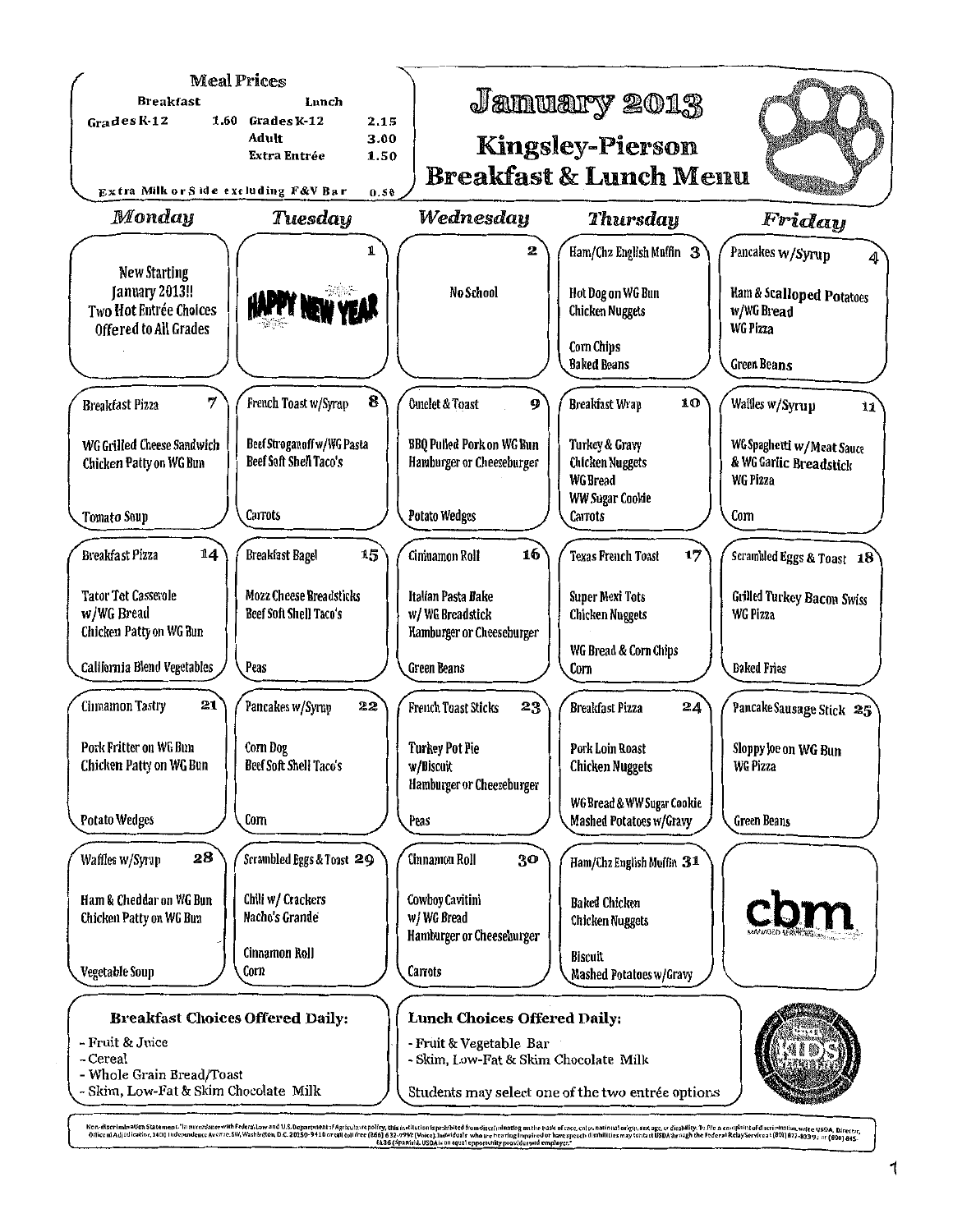# January 2013

## Kingsley-Pierson Breakfast & Lunch Menu

**Meal Prices**

| Breakfast | | Lunch | |
|---|---|---|---|
| Grades K-12 | 1.60 | Grades K-12 | 2.15 |
| | | Adult | 3.00 |
| | | Extra Entrée | 1.50 |
| Extra Milk or Side excluding F&V Bar | | | 0.50 |

| Monday | Tuesday | Wednesday | Thursday | Friday |
|---|---|---|---|---|
| New Starting January 2013!! Two Hot Entrée Choices Offered to All Grades | **1** HAPPY NEW YEAR | **2** No School | **3** Ham/Chz English Muffin<br>Hot Dog on WG Bun<br>Chicken Nuggets<br>Corn Chips<br>Baked Beans | **4** Pancakes w/Syrup<br>Ham & Scalloped Potatoes w/WG Bread<br>WG Pizza<br>Green Beans |
| **7** Breakfast Pizza<br>WG Grilled Cheese Sandwich<br>Chicken Patty on WG Bun<br>Tomato Soup | **8** French Toast w/Syrup<br>Beef Stroganoff w/WG Pasta<br>Beef Soft Shell Taco's<br>Carrots | **9** Omelet & Toast<br>BBQ Pulled Pork on WG Bun<br>Hamburger or Cheeseburger<br>Potato Wedges | **10** Breakfast Wrap<br>Turkey & Gravy<br>Chicken Nuggets<br>WG Bread<br>WW Sugar Cookie<br>Carrots | **11** Waffles w/Syrup<br>WG Spaghetti w/Meat Sauce & WG Garlic Breadstick<br>WG Pizza<br>Corn |
| **14** Breakfast Pizza<br>Tator Tot Casserole w/WG Bread<br>Chicken Patty on WG Bun<br>California Blend Vegetables | **15** Breakfast Bagel<br>Mozz Cheese Breadsticks<br>Beef Soft Shell Taco's<br>Peas | **16** Cinnamon Roll<br>Italian Pasta Bake w/ WG Breadstick<br>Hamburger or Cheeseburger<br>Green Beans | **17** Texas French Toast<br>Super Mexi Tots<br>Chicken Nuggets<br>WG Bread & Corn Chips<br>Corn | **18** Scrambled Eggs & Toast<br>Grilled Turkey Bacon Swiss<br>WG Pizza<br>Baked Fries |
| **21** Cinnamon Tastry<br>Pork Fritter on WG Bun<br>Chicken Patty on WG Bun<br>Potato Wedges | **22** Pancakes w/Syrup<br>Corn Dog<br>Beef Soft Shell Taco's<br>Corn | **23** French Toast Sticks<br>Turkey Pot Pie w/Biscuit<br>Hamburger or Cheeseburger<br>Peas | **24** Breakfast Pizza<br>Pork Loin Roast<br>Chicken Nuggets<br>WG Bread & WW Sugar Cookie<br>Mashed Potatoes w/Gravy | **25** Pancake Sausage Stick<br>Sloppy Joe on WG Bun<br>WG Pizza<br>Green Beans |
| **28** Waffles w/Syrup<br>Ham & Cheddar on WG Bun<br>Chicken Patty on WG Bun<br>Vegetable Soup | **29** Scrambled Eggs & Toast<br>Chili w/ Crackers<br>Nacho's Grande<br>Cinnamon Roll<br>Corn | **30** Cinnamon Roll<br>Cowboy Cavitini w/ WG Bread<br>Hamburger or Cheeseburger<br>Carrots | **31** Ham/Chz English Muffin<br>Baked Chicken<br>Chicken Nuggets<br>Biscuit<br>Mashed Potatoes w/Gravy | cbm MANAGED SERVICES |

### Breakfast Choices Offered Daily:

- Fruit & Juice
- Cereal
- Whole Grain Bread/Toast
- Skim, Low-Fat & Skim Chocolate Milk

### Lunch Choices Offered Daily:

- Fruit & Vegetable Bar
- Skim, Low-Fat & Skim Chocolate Milk

Students may select one of the two entrée options

Non-discrimination Statement: "In accordance with Federal Law and U.S. Department of Agriculture policy, this institution is prohibited from discriminating on the basis of race, color, national origin, sex, age, or disability. To file a complaint of discrimination, write USDA, Director, Office of Adjudication, 1400 Independence Avenue, SW, Washington, D.C. 20250-9410 or call toll free (866) 632-9992 (Voice). Individuals who are hearing impaired or have speech disabilities may contact USDA through the Federal Relay Service at (800) 877-8339; or (800) 845-6136 (Spanish). USDA is an equal opportunity provider and employer."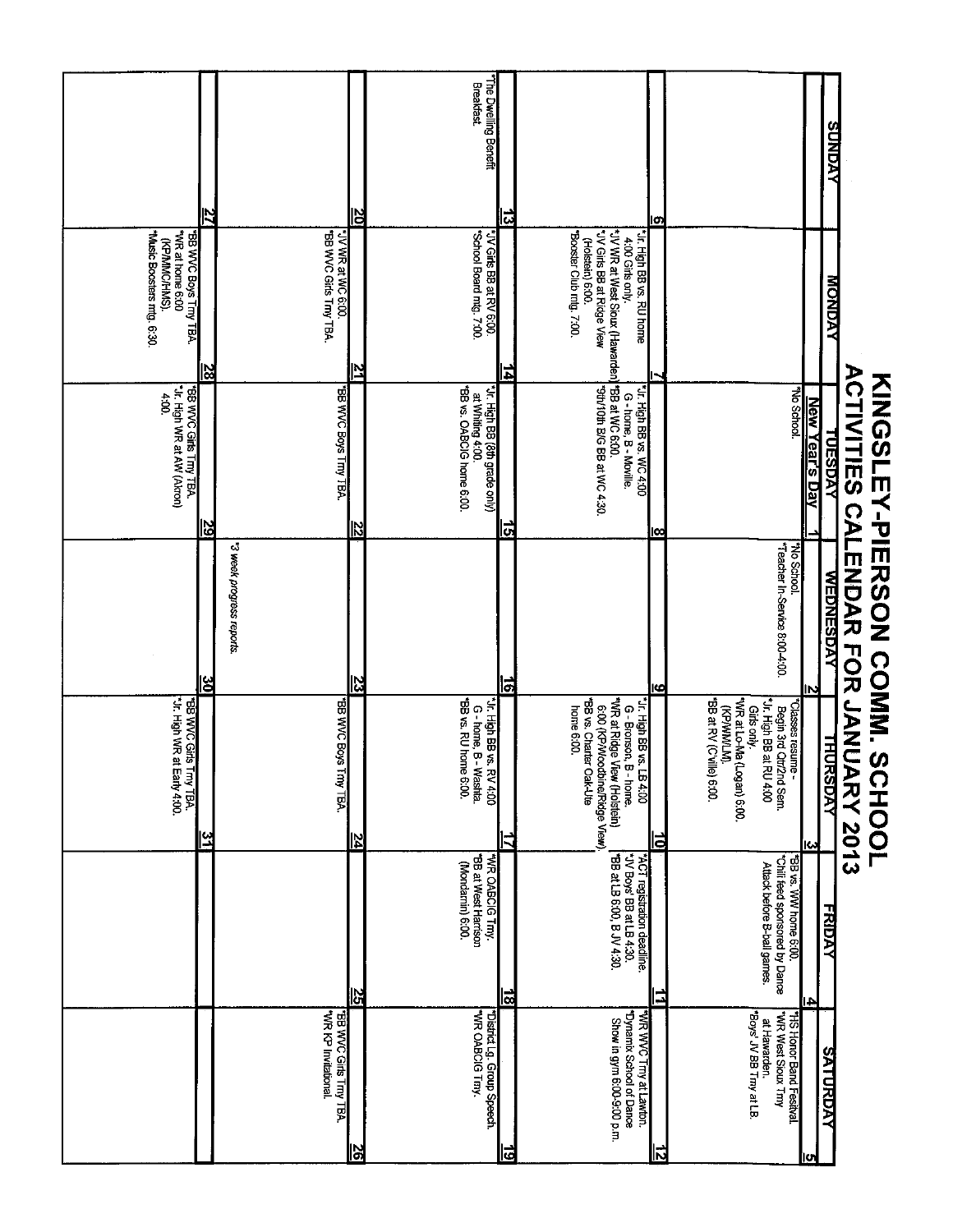# KINGSLEY-PIERSON COMM. SCHOOL
# ACTIVITIES CALENDAR FOR JANUARY 2013

| SUNDAY | MONDAY | TUESDAY | WEDNESDAY | THURSDAY | FRIDAY | SATURDAY |
|---|---|---|---|---|---|---|
| | | 1 New Year's Day *No School. | 2 *No School. *Teacher In-Service 8:00-4:00. | 3 *Classes resume - Begin 3rd Qtr/2nd Sem. *Jr. High BB at RU 4:00 Girls only. *WR at Lo-Ma (Logan) 6:00. (KP/WM/LM). *BB at RV (C'ville) 6:00. | 4 *BB vs. WW home 6:00. *Chili feed sponsored by Dance Attack before B-ball games. | 5 *HS Honor Band Festival. *WR West Sioux Trny at Hawarden. *Boys' JV BB Trny at LB. |
| 6 | 7 *Jr. High BB vs. RU home 4:00 Girls only. *JV WR at West Sioux (Hawarden) *JV Girls BB at Ridge View (Holstein) 6:00. *Booster Club mtg. 7:00. | 8 *Jr. High BB vs. WC 4:00 G - home, B - Moville. *BB at WC 6:00. *9th/10th B/G BB at WC 4:30. | 9 | 10 *Jr. High BB vs. LB 4:00 G - Bronson, B - home. *WR at Ridge View (Holstein) 6:00 (KP/Woodbine/Ridge View) *BB vs. Charter Oak-Ute home 6:00. | 11 *ACT registration deadline. *JV Boys' BB at LB 4:30. *BB at LB 6:00, B JV 4:30. | 12 *WR WVC Trny at Lawton. *Dynamix School of Dance Show in gym 6:00-9:00 p.m. |
| 13 *The Dwelling Benefit Breakfast. | 14 *JV Girls BB at RV 6:00. *School Board mtg. 7:00. | 15 *Jr. High BB (8th grade only) at Whiting 4:00. *BB vs. OABCIG home 6:00. | 16 | 17 *Jr. High BB vs. RV 4:00 G - home, B - Washta. *BB vs. RU home 6:00. | 18 *WR OABCIG Trny. *BB at West Harrison (Mondamin) 6:00. | 19 *District Lg. Group Speech. *WR OABCIG Trny. |
| 20 | 21 *JV WR at WC 6:00. *BB WVC Girls Trny TBA. | 22 *BB WVC Boys Trny TBA. | 23 | 24 *BB WVC Boys Trny TBA. | 25 | 26 *BB WVC Girls Trny TBA. *WR KP Invitational. |
| 27 | 28 *BB WVC Boys Trny TBA. *WR at home 6:00 (KP/MMC/HMS). *Music Boosters mtg. 6:30. | 29 *BB WVC Girls Trny TBA. *Jr. High WR at AW (Akron) 4:00. | 30 *3 week progress reports. | 31 *BB WVC Girls Trny TBA. *Jr. High WR at Early 4:00. | | |